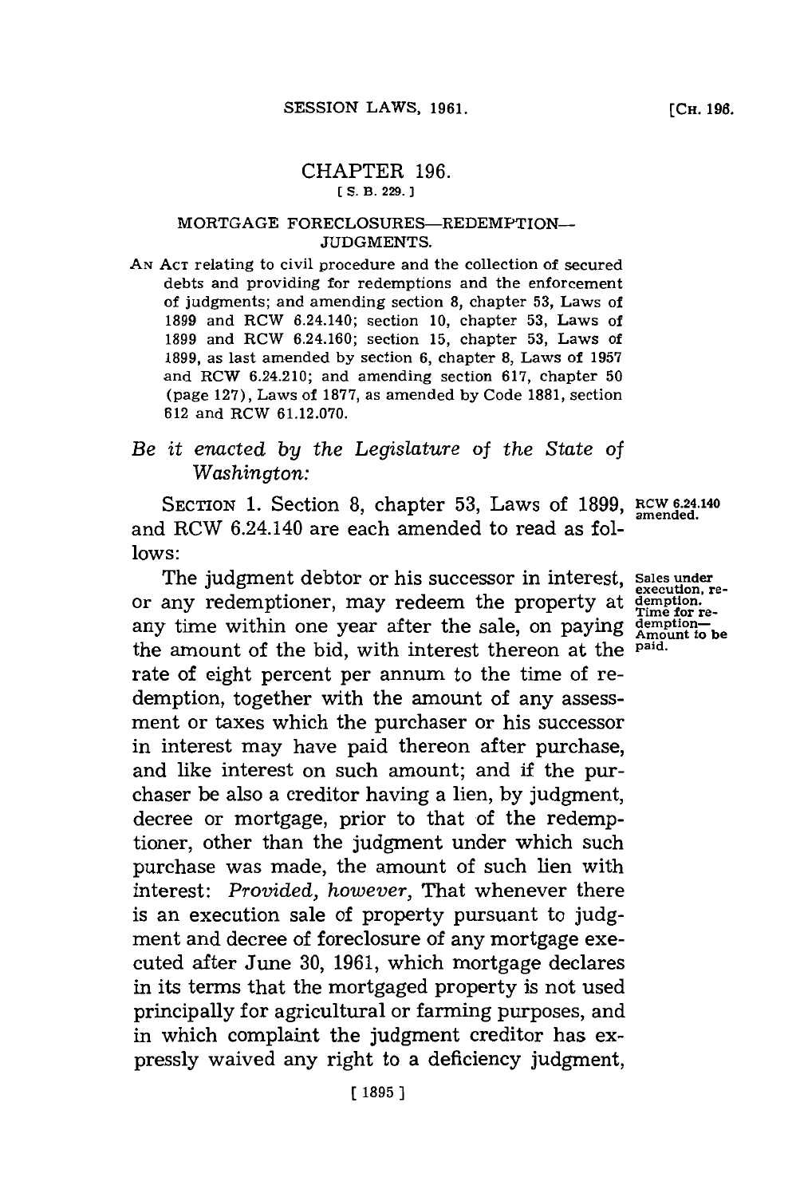# CHAPTER 196.

[ S. B. 229. ]

## MORTGAGE FORECLOSURES—REDEMPTION—JUDGMENTS.

AN ACT relating to civil procedure and the collection of secured debts and providing for redemptions and the enforcement of judgments; and amending section 8, chapter 53, Laws of 1899 and RCW 6.24.140; section 10, chapter 53, Laws of 1899 and RCW 6.24.160; section 15, chapter 53, Laws of 1899, as last amended by section 6, chapter 8, Laws of 1957 and RCW 6.24.210; and amending section 617, chapter 50 (page 127), Laws of 1877, as amended by Code 1881, section 612 and RCW 61.12.070.

*Be it enacted by the Legislature of the State of Washington:*

SECTION 1. Section 8, chapter 53, Laws of 1899, and RCW 6.24.140 are each amended to read as follows:

RCW 6.24.140 amended.

Sales under execution, redemption. Time for redemption—Amount to be paid.

The judgment debtor or his successor in interest, or any redemptioner, may redeem the property at any time within one year after the sale, on paying the amount of the bid, with interest thereon at the rate of eight percent per annum to the time of redemption, together with the amount of any assessment or taxes which the purchaser or his successor in interest may have paid thereon after purchase, and like interest on such amount; and if the purchaser be also a creditor having a lien, by judgment, decree or mortgage, prior to that of the redemptioner, other than the judgment under which such purchase was made, the amount of such lien with interest: *Provided, however,* That whenever there is an execution sale of property pursuant to judgment and decree of foreclosure of any mortgage executed after June 30, 1961, which mortgage declares in its terms that the mortgaged property is not used principally for agricultural or farming purposes, and in which complaint the judgment creditor has expressly waived any right to a deficiency judgment,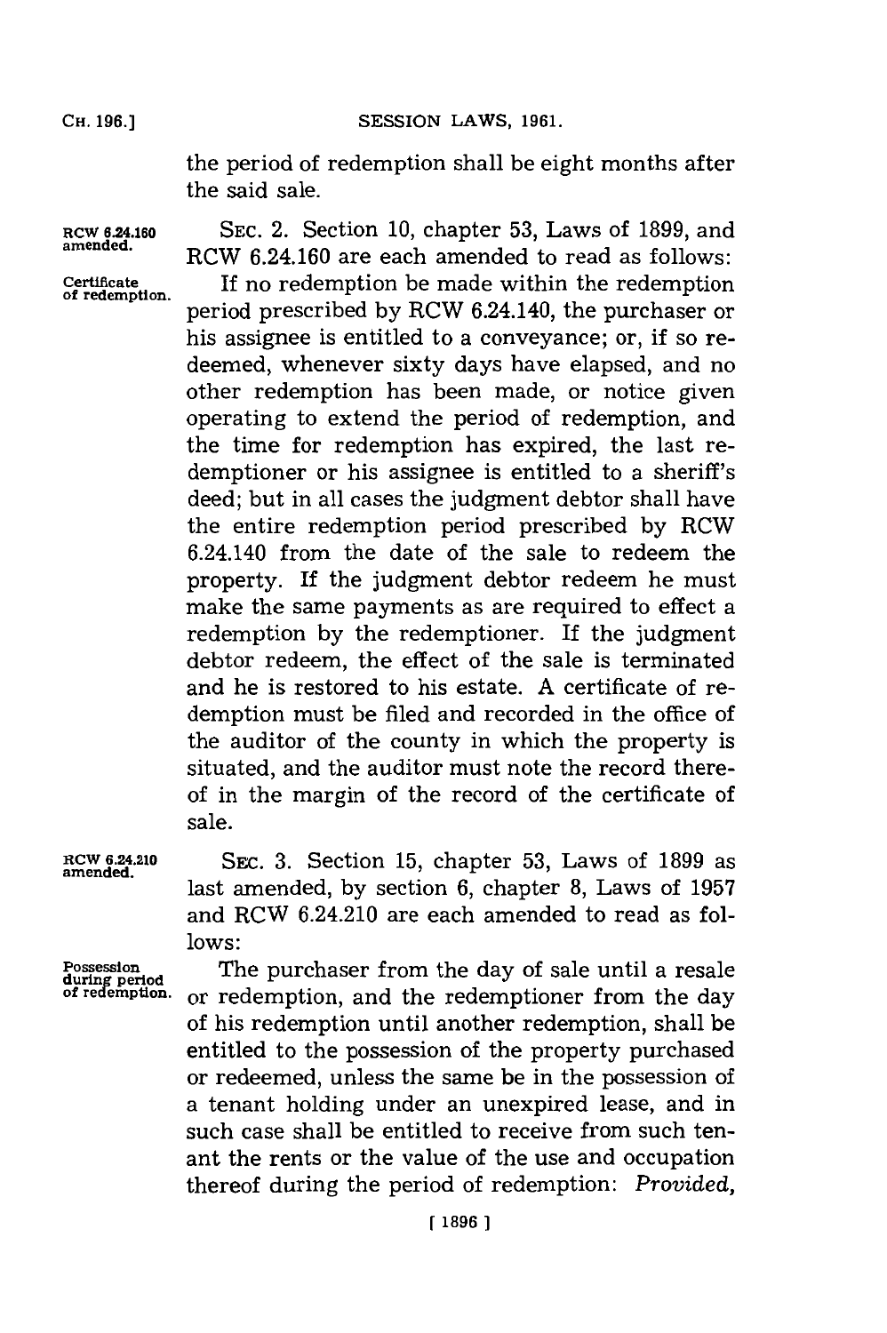the period of redemption shall be eight months after the said sale.

**RCW 6.24.160 amended.**

SEC. 2. Section 10, chapter 53, Laws of 1899, and RCW 6.24.160 are each amended to read as follows:

**Certificate of redemption.**

If no redemption be made within the redemption period prescribed by RCW 6.24.140, the purchaser or his assignee is entitled to a conveyance; or, if so redeemed, whenever sixty days have elapsed, and no other redemption has been made, or notice given operating to extend the period of redemption, and the time for redemption has expired, the last redemptioner or his assignee is entitled to a sheriff's deed; but in all cases the judgment debtor shall have the entire redemption period prescribed by RCW 6.24.140 from the date of the sale to redeem the property. If the judgment debtor redeem he must make the same payments as are required to effect a redemption by the redemptioner. If the judgment debtor redeem, the effect of the sale is terminated and he is restored to his estate. A certificate of redemption must be filed and recorded in the office of the auditor of the county in which the property is situated, and the auditor must note the record thereof in the margin of the record of the certificate of sale.

**RCW 6.24.210 amended.**

SEC. 3. Section 15, chapter 53, Laws of 1899 as last amended, by section 6, chapter 8, Laws of 1957 and RCW 6.24.210 are each amended to read as follows:

**Possession during period of redemption.**

The purchaser from the day of sale until a resale or redemption, and the redemptioner from the day of his redemption until another redemption, shall be entitled to the possession of the property purchased or redeemed, unless the same be in the possession of a tenant holding under an unexpired lease, and in such case shall be entitled to receive from such tenant the rents or the value of the use and occupation thereof during the period of redemption: *Provided,*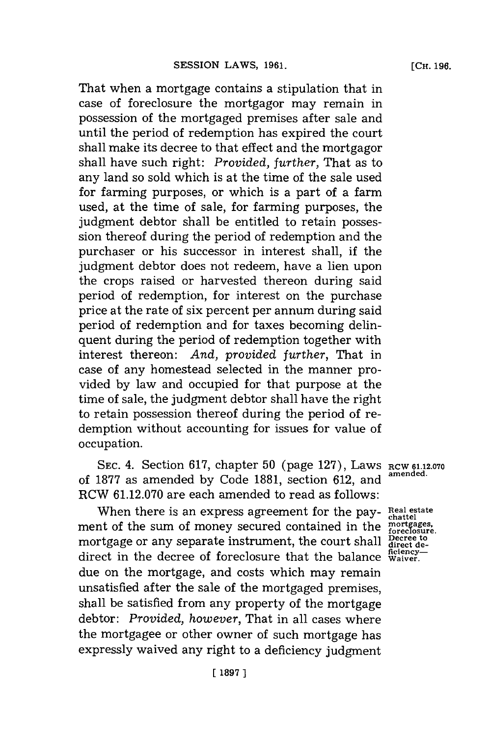That when a mortgage contains a stipulation that in case of foreclosure the mortgagor may remain in possession of the mortgaged premises after sale and until the period of redemption has expired the court shall make its decree to that effect and the mortgagor shall have such right: *Provided, further,* That as to any land so sold which is at the time of the sale used for farming purposes, or which is a part of a farm used, at the time of sale, for farming purposes, the judgment debtor shall be entitled to retain possession thereof during the period of redemption and the purchaser or his successor in interest shall, if the judgment debtor does not redeem, have a lien upon the crops raised or harvested thereon during said period of redemption, for interest on the purchase price at the rate of six percent per annum during said period of redemption and for taxes becoming delinquent during the period of redemption together with interest thereon: *And, provided further,* That in case of any homestead selected in the manner provided by law and occupied for that purpose at the time of sale, the judgment debtor shall have the right to retain possession thereof during the period of redemption without accounting for issues for value of occupation.

RCW 61.12.070 amended.

SEC. 4. Section 617, chapter 50 (page 127), Laws of 1877 as amended by Code 1881, section 612, and RCW 61.12.070 are each amended to read as follows:

Real estate chattel mortgages, foreclosure. Decree to direct deficiency—Waiver.

When there is an express agreement for the payment of the sum of money secured contained in the mortgage or any separate instrument, the court shall direct in the decree of foreclosure that the balance due on the mortgage, and costs which may remain unsatisfied after the sale of the mortgaged premises, shall be satisfied from any property of the mortgage debtor: *Provided, however,* That in all cases where the mortgagee or other owner of such mortgage has expressly waived any right to a deficiency judgment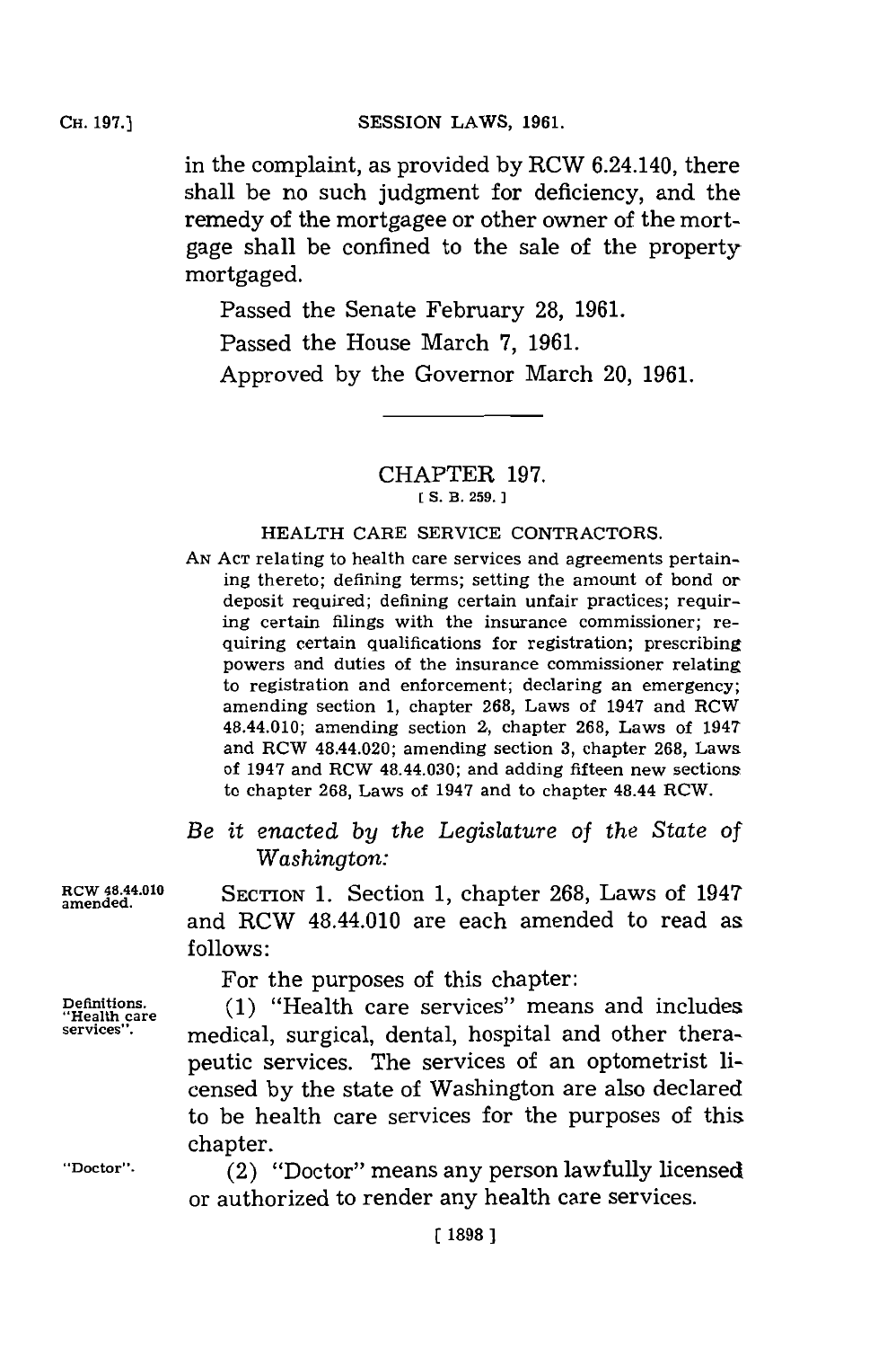in the complaint, as provided by RCW 6.24.140, there shall be no such judgment for deficiency, and the remedy of the mortgagee or other owner of the mortgage shall be confined to the sale of the property mortgaged.

Passed the Senate February 28, 1961.

Passed the House March 7, 1961.

Approved by the Governor March 20, 1961.

---

## CHAPTER 197.

[ S. B. 259. ]

### HEALTH CARE SERVICE CONTRACTORS.

AN ACT relating to health care services and agreements pertaining thereto; defining terms; setting the amount of bond or deposit required; defining certain unfair practices; requiring certain filings with the insurance commissioner; requiring certain qualifications for registration; prescribing powers and duties of the insurance commissioner relating to registration and enforcement; declaring an emergency; amending section 1, chapter 268, Laws of 1947 and RCW 48.44.010; amending section 2, chapter 268, Laws of 1947 and RCW 48.44.020; amending section 3, chapter 268, Laws of 1947 and RCW 48.44.030; and adding fifteen new sections to chapter 268, Laws of 1947 and to chapter 48.44 RCW.

*Be it enacted by the Legislature of the State of Washington:*

RCW 48.44.010 amended.

SECTION 1. Section 1, chapter 268, Laws of 1947 and RCW 48.44.010 are each amended to read as follows:

For the purposes of this chapter:

Definitions. "Health care services".

(1) "Health care services" means and includes medical, surgical, dental, hospital and other therapeutic services. The services of an optometrist licensed by the state of Washington are also declared to be health care services for the purposes of this chapter.

"Doctor".

(2) "Doctor" means any person lawfully licensed or authorized to render any health care services.